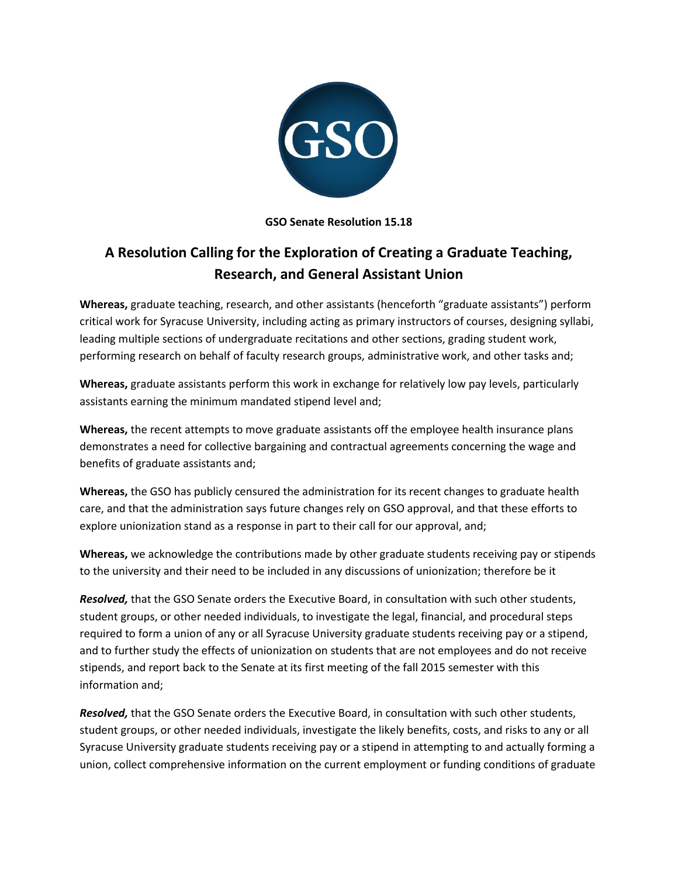**GSO Senate Resolution 15.18**

# A Resolution Calling for the Exploration of Creating a Graduate Teaching, Research, and General Assistant Union

**Whereas,** graduate teaching, research, and other assistants (henceforth "graduate assistants") perform critical work for Syracuse University, including acting as primary instructors of courses, designing syllabi, leading multiple sections of undergraduate recitations and other sections, grading student work, performing research on behalf of faculty research groups, administrative work, and other tasks and;

**Whereas,** graduate assistants perform this work in exchange for relatively low pay levels, particularly assistants earning the minimum mandated stipend level and;

**Whereas,** the recent attempts to move graduate assistants off the employee health insurance plans demonstrates a need for collective bargaining and contractual agreements concerning the wage and benefits of graduate assistants and;

**Whereas,** the GSO has publicly censured the administration for its recent changes to graduate health care, and that the administration says future changes rely on GSO approval, and that these efforts to explore unionization stand as a response in part to their call for our approval, and;

**Whereas,** we acknowledge the contributions made by other graduate students receiving pay or stipends to the university and their need to be included in any discussions of unionization; therefore be it

***Resolved,*** that the GSO Senate orders the Executive Board, in consultation with such other students, student groups, or other needed individuals, to investigate the legal, financial, and procedural steps required to form a union of any or all Syracuse University graduate students receiving pay or a stipend, and to further study the effects of unionization on students that are not employees and do not receive stipends, and report back to the Senate at its first meeting of the fall 2015 semester with this information and;

***Resolved,*** that the GSO Senate orders the Executive Board, in consultation with such other students, student groups, or other needed individuals, investigate the likely benefits, costs, and risks to any or all Syracuse University graduate students receiving pay or a stipend in attempting to and actually forming a union, collect comprehensive information on the current employment or funding conditions of graduate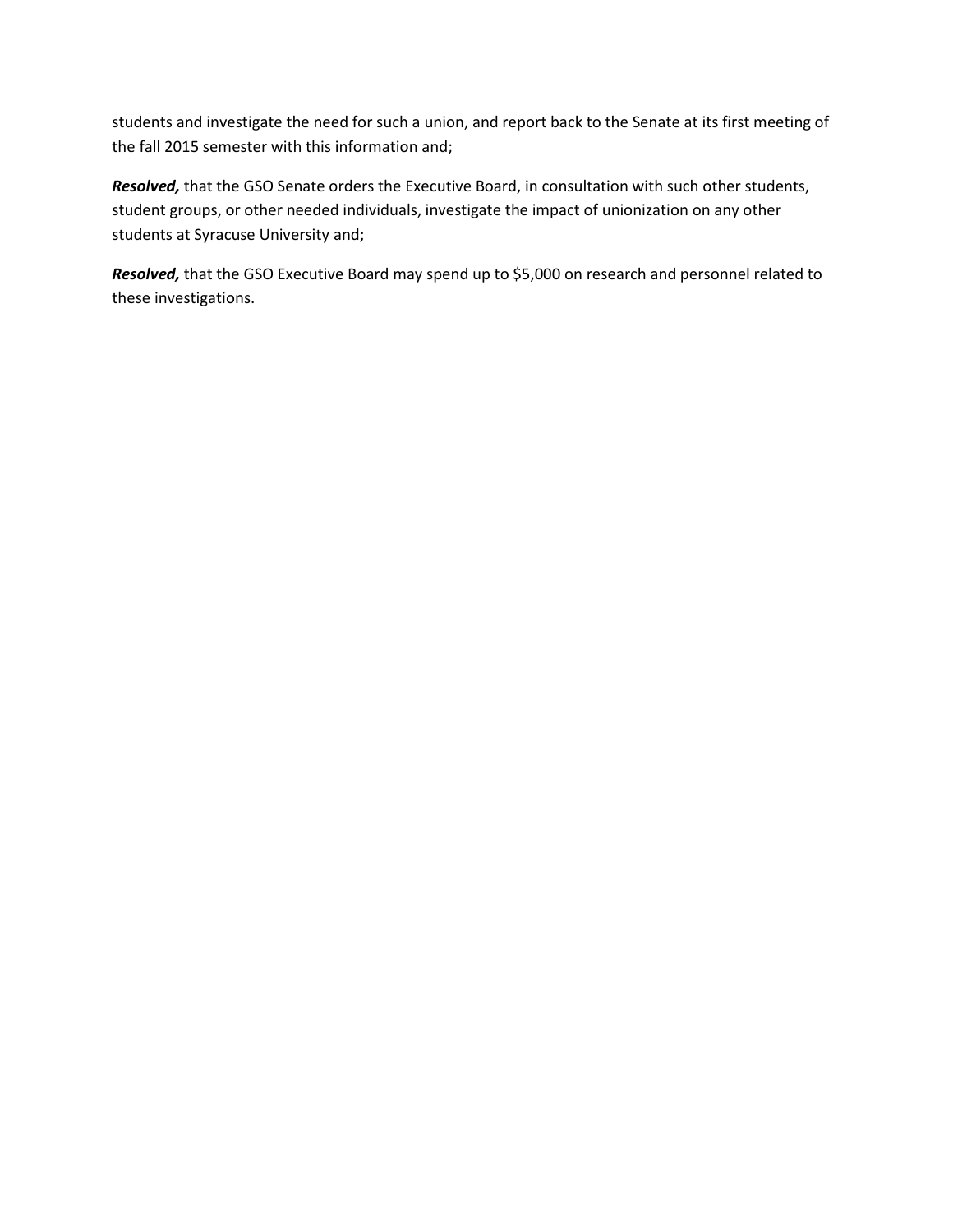students and investigate the need for such a union, and report back to the Senate at its first meeting of the fall 2015 semester with this information and;

***Resolved,*** that the GSO Senate orders the Executive Board, in consultation with such other students, student groups, or other needed individuals, investigate the impact of unionization on any other students at Syracuse University and;

***Resolved,*** that the GSO Executive Board may spend up to $5,000 on research and personnel related to these investigations.